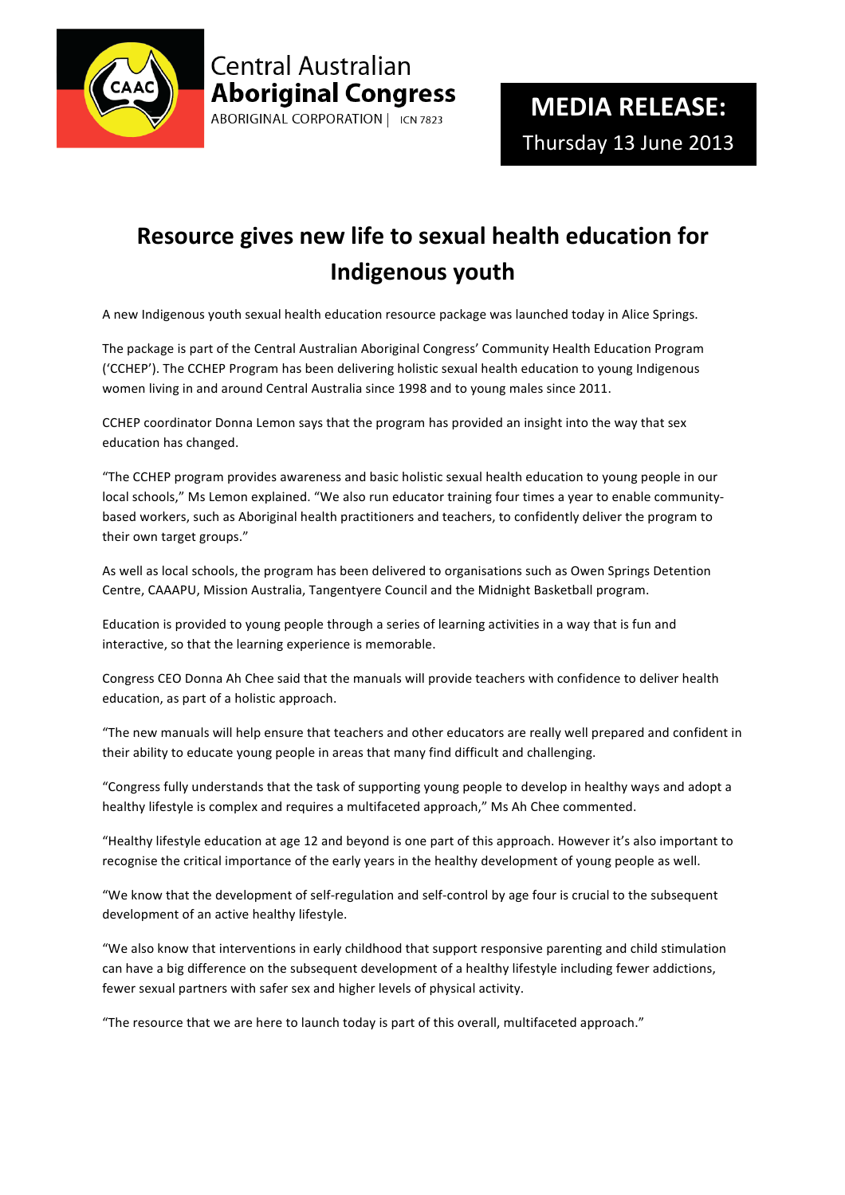Central Australian **Aboriginal Congress**
ABORIGINAL CORPORATION | ICN 7823

**MEDIA RELEASE:**
Thursday 13 June 2013

# Resource gives new life to sexual health education for Indigenous youth

A new Indigenous youth sexual health education resource package was launched today in Alice Springs.

The package is part of the Central Australian Aboriginal Congress' Community Health Education Program ('CCHEP'). The CCHEP Program has been delivering holistic sexual health education to young Indigenous women living in and around Central Australia since 1998 and to young males since 2011.

CCHEP coordinator Donna Lemon says that the program has provided an insight into the way that sex education has changed.

"The CCHEP program provides awareness and basic holistic sexual health education to young people in our local schools," Ms Lemon explained. "We also run educator training four times a year to enable community-based workers, such as Aboriginal health practitioners and teachers, to confidently deliver the program to their own target groups."

As well as local schools, the program has been delivered to organisations such as Owen Springs Detention Centre, CAAAPU, Mission Australia, Tangentyere Council and the Midnight Basketball program.

Education is provided to young people through a series of learning activities in a way that is fun and interactive, so that the learning experience is memorable.

Congress CEO Donna Ah Chee said that the manuals will provide teachers with confidence to deliver health education, as part of a holistic approach.

"The new manuals will help ensure that teachers and other educators are really well prepared and confident in their ability to educate young people in areas that many find difficult and challenging.

"Congress fully understands that the task of supporting young people to develop in healthy ways and adopt a healthy lifestyle is complex and requires a multifaceted approach," Ms Ah Chee commented.

"Healthy lifestyle education at age 12 and beyond is one part of this approach. However it's also important to recognise the critical importance of the early years in the healthy development of young people as well.

"We know that the development of self-regulation and self-control by age four is crucial to the subsequent development of an active healthy lifestyle.

"We also know that interventions in early childhood that support responsive parenting and child stimulation can have a big difference on the subsequent development of a healthy lifestyle including fewer addictions, fewer sexual partners with safer sex and higher levels of physical activity.

"The resource that we are here to launch today is part of this overall, multifaceted approach."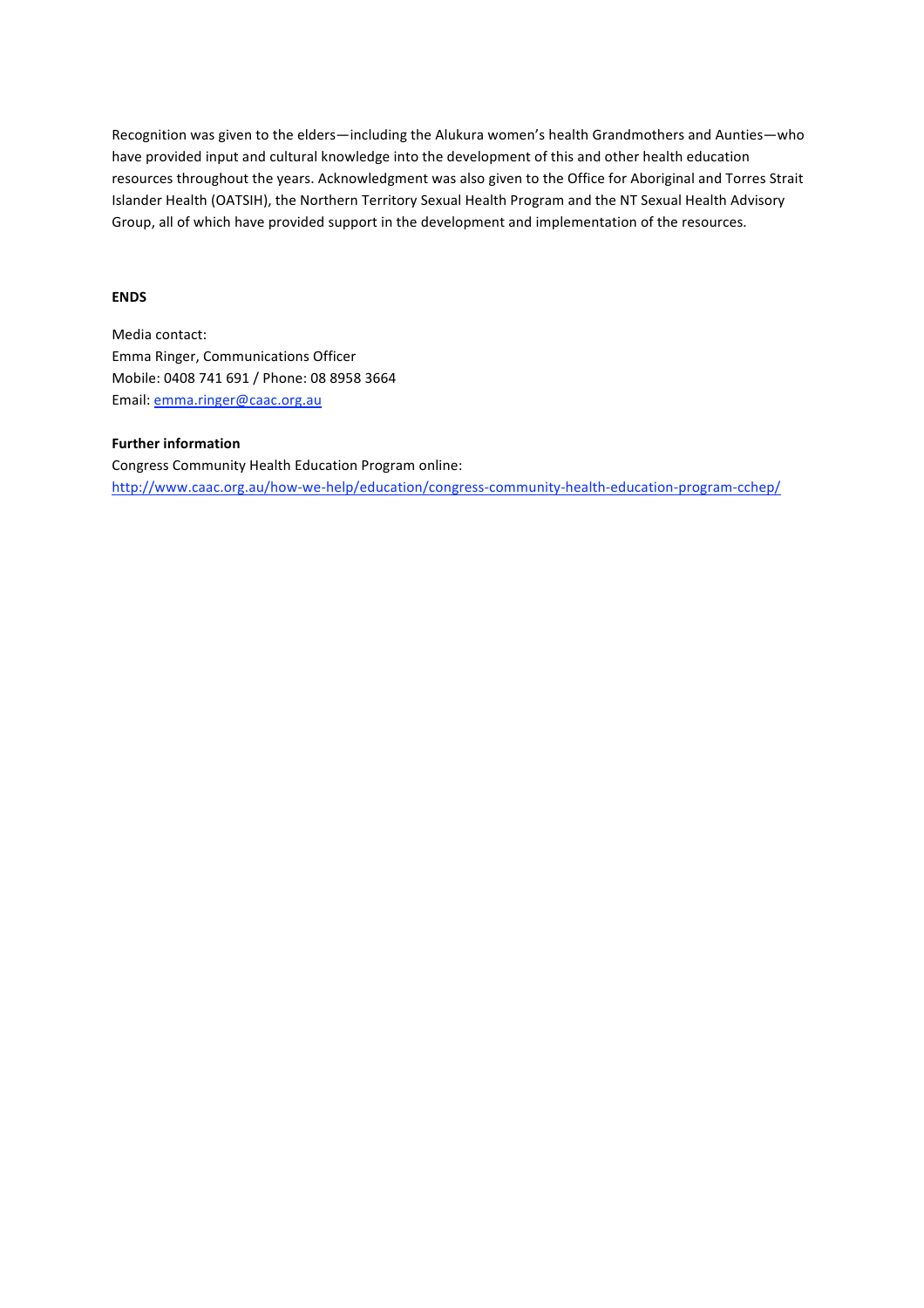Recognition was given to the elders—including the Alukura women's health Grandmothers and Aunties—who have provided input and cultural knowledge into the development of this and other health education resources throughout the years. Acknowledgment was also given to the Office for Aboriginal and Torres Strait Islander Health (OATSIH), the Northern Territory Sexual Health Program and the NT Sexual Health Advisory Group, all of which have provided support in the development and implementation of the resources.

**ENDS**

Media contact:
Emma Ringer, Communications Officer
Mobile: 0408 741 691 / Phone: 08 8958 3664
Email: emma.ringer@caac.org.au

**Further information**
Congress Community Health Education Program online:
http://www.caac.org.au/how-we-help/education/congress-community-health-education-program-cchep/